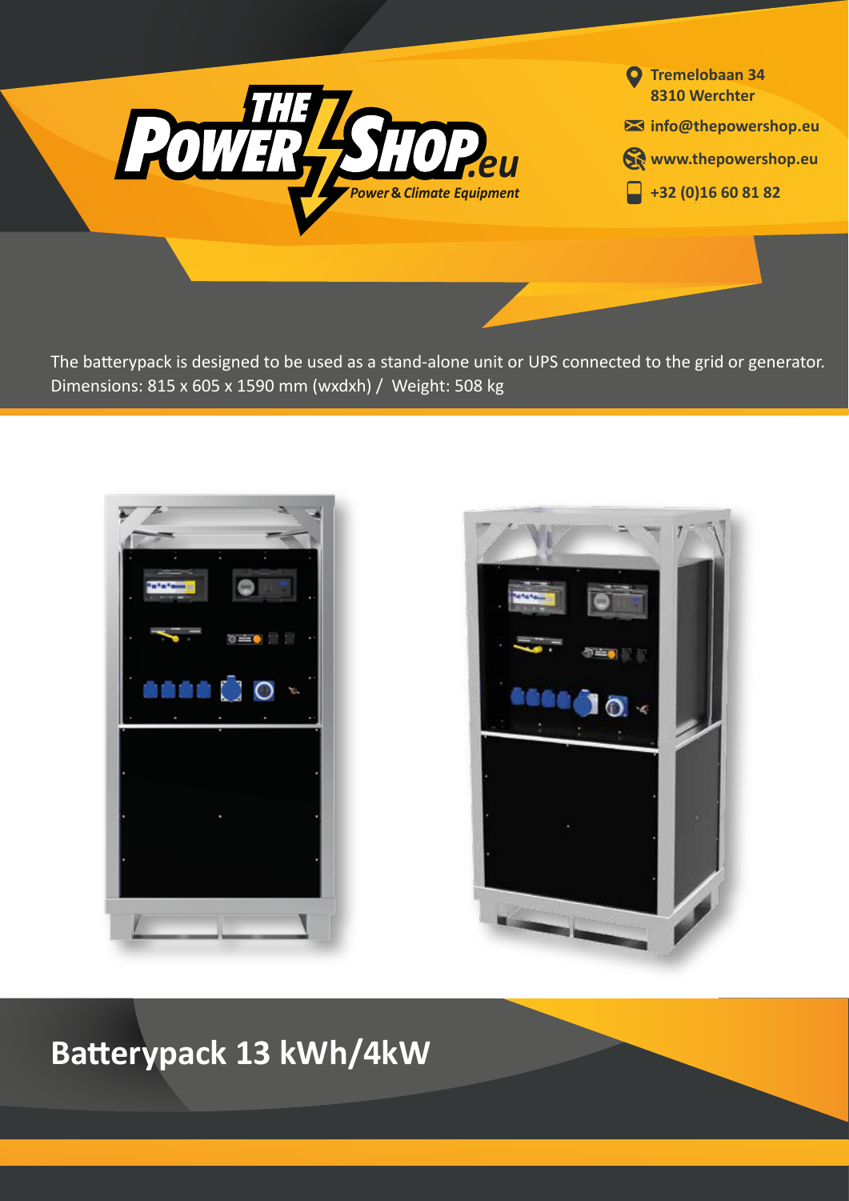THE POWER SHOP.eu

*Power & Climate Equipment*

Tremelobaan 34
8310 Werchter

info@thepowershop.eu

www.thepowershop.eu

+32 (0)16 60 81 82

The batterypack is designed to be used as a stand-alone unit or UPS connected to the grid or generator.
Dimensions: 815 x 605 x 1590 mm (wxdxh) / Weight: 508 kg

# Batterypack 13 kWh/4kW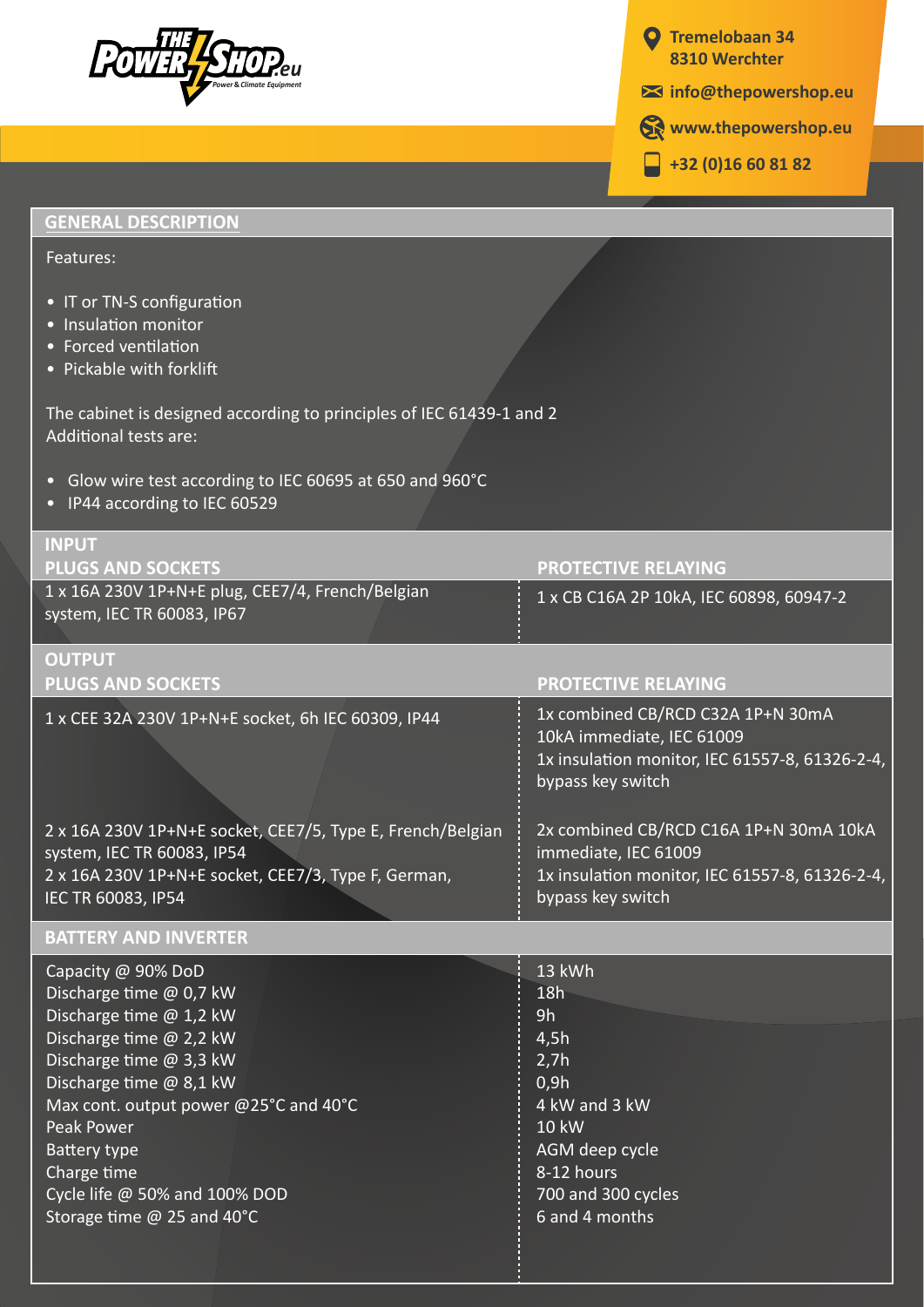## GENERAL DESCRIPTION

Features:

- IT or TN-S configuration
- Insulation monitor
- Forced ventilation
- Pickable with forklift

The cabinet is designed according to principles of IEC 61439-1 and 2
Additional tests are:

- Glow wire test according to IEC 60695 at 650 and 960°C
- IP44 according to IEC 60529

## INPUT

| PLUGS AND SOCKETS | PROTECTIVE RELAYING |
|---|---|
| 1 x 16A 230V 1P+N+E plug, CEE7/4, French/Belgian system, IEC TR 60083, IP67 | 1 x CB C16A 2P 10kA, IEC 60898, 60947-2 |

## OUTPUT

| PLUGS AND SOCKETS | PROTECTIVE RELAYING |
|---|---|
| 1 x CEE 32A 230V 1P+N+E socket, 6h IEC 60309, IP44 | 1x combined CB/RCD C32A 1P+N 30mA 10kA immediate, IEC 61009<br>1x insulation monitor, IEC 61557-8, 61326-2-4, bypass key switch |
| 2 x 16A 230V 1P+N+E socket, CEE7/5, Type E, French/Belgian system, IEC TR 60083, IP54<br>2 x 16A 230V 1P+N+E socket, CEE7/3, Type F, German, IEC TR 60083, IP54 | 2x combined CB/RCD C16A 1P+N 30mA 10kA immediate, IEC 61009<br>1x insulation monitor, IEC 61557-8, 61326-2-4, bypass key switch |

## BATTERY AND INVERTER

| | |
|---|---|
| Capacity @ 90% DoD | 13 kWh |
| Discharge time @ 0,7 kW | 18h |
| Discharge time @ 1,2 kW | 9h |
| Discharge time @ 2,2 kW | 4,5h |
| Discharge time @ 3,3 kW | 2,7h |
| Discharge time @ 8,1 kW | 0,9h |
| Max cont. output power @25°C and 40°C | 4 kW and 3 kW |
| Peak Power | 10 kW |
| Battery type | AGM deep cycle |
| Charge time | 8-12 hours |
| Cycle life @ 50% and 100% DOD | 700 and 300 cycles |
| Storage time @ 25 and 40°C | 6 and 4 months |